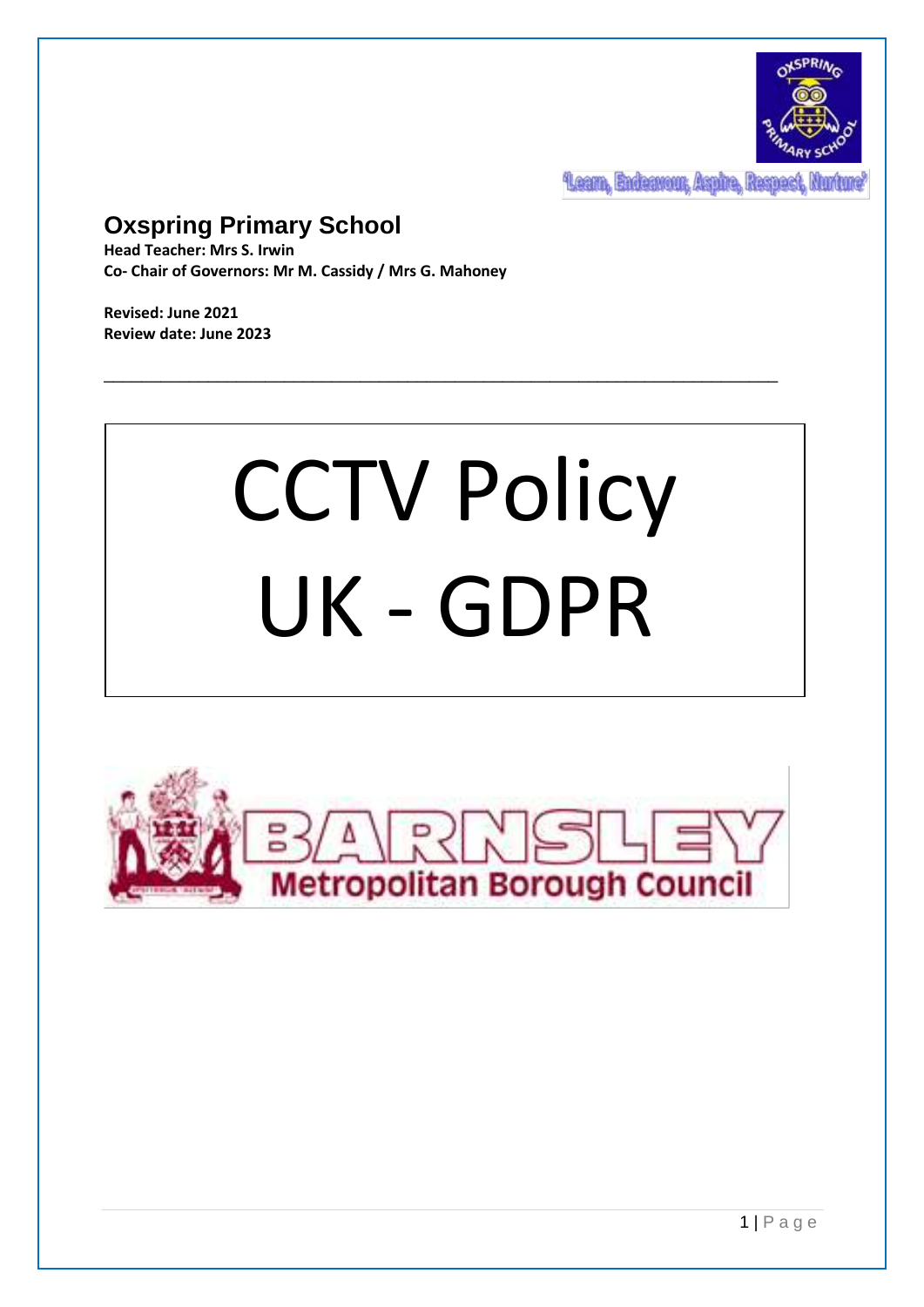'Learn, Endeavour, Aspire, Respect, Nurture'

# Oxspring Primary School

**Head Teacher: Mrs S. Irwin**
**Co- Chair of Governors: Mr M. Cassidy / Mrs G. Mahoney**

**Revised: June 2021**
**Review date: June 2023**

---

# CCTV Policy UK - GDPR

BARNSLEY Metropolitan Borough Council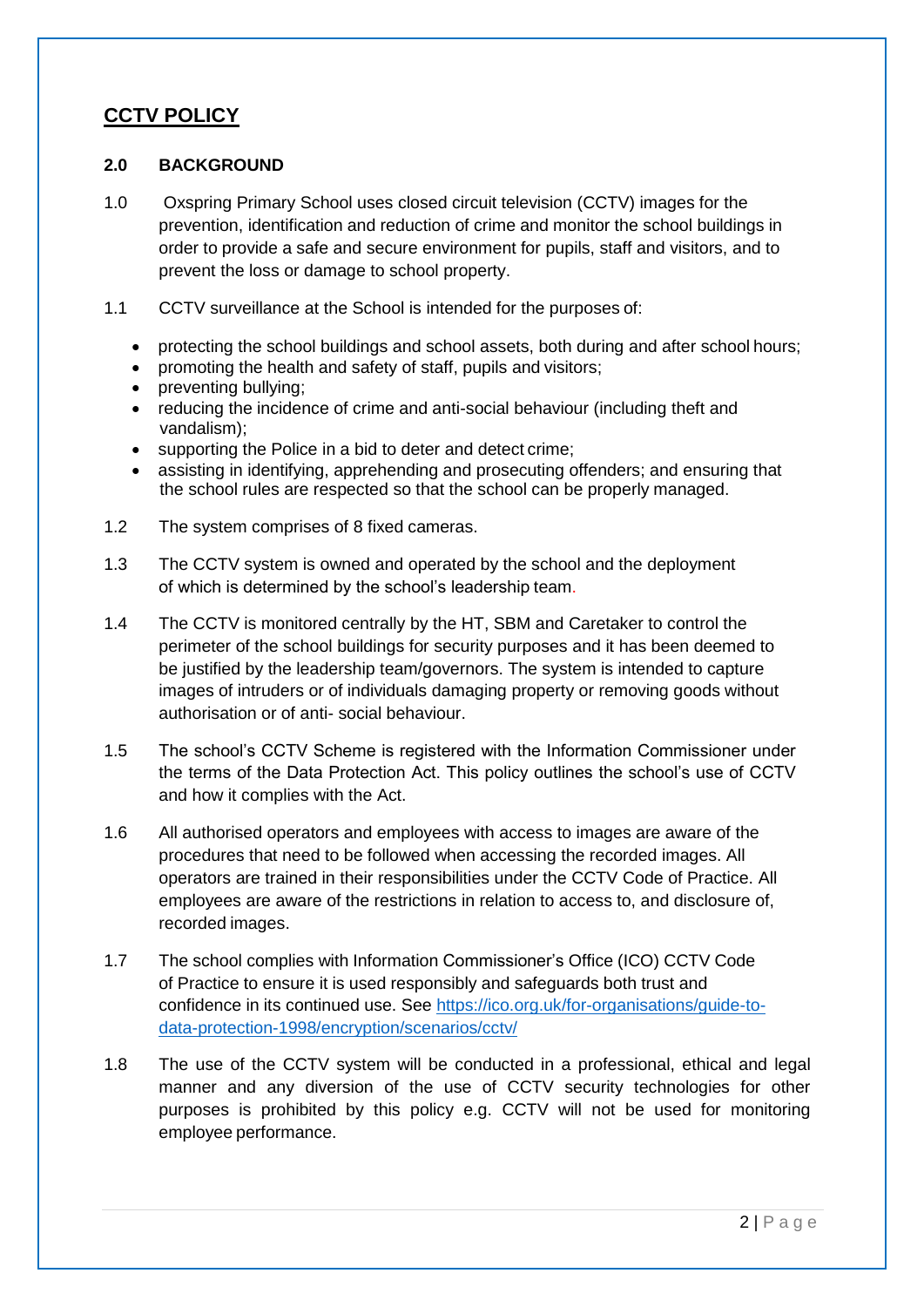# CCTV POLICY

## 2.0 BACKGROUND

1.0 Oxspring Primary School uses closed circuit television (CCTV) images for the prevention, identification and reduction of crime and monitor the school buildings in order to provide a safe and secure environment for pupils, staff and visitors, and to prevent the loss or damage to school property.

1.1 CCTV surveillance at the School is intended for the purposes of:

- protecting the school buildings and school assets, both during and after school hours;
- promoting the health and safety of staff, pupils and visitors;
- preventing bullying;
- reducing the incidence of crime and anti-social behaviour (including theft and vandalism);
- supporting the Police in a bid to deter and detect crime;
- assisting in identifying, apprehending and prosecuting offenders; and ensuring that the school rules are respected so that the school can be properly managed.

1.2 The system comprises of 8 fixed cameras.

1.3 The CCTV system is owned and operated by the school and the deployment of which is determined by the school's leadership team.

1.4 The CCTV is monitored centrally by the HT, SBM and Caretaker to control the perimeter of the school buildings for security purposes and it has been deemed to be justified by the leadership team/governors. The system is intended to capture images of intruders or of individuals damaging property or removing goods without authorisation or of anti- social behaviour.

1.5 The school's CCTV Scheme is registered with the Information Commissioner under the terms of the Data Protection Act. This policy outlines the school's use of CCTV and how it complies with the Act.

1.6 All authorised operators and employees with access to images are aware of the procedures that need to be followed when accessing the recorded images. All operators are trained in their responsibilities under the CCTV Code of Practice. All employees are aware of the restrictions in relation to access to, and disclosure of, recorded images.

1.7 The school complies with Information Commissioner's Office (ICO) CCTV Code of Practice to ensure it is used responsibly and safeguards both trust and confidence in its continued use. See [https://ico.org.uk/for-organisations/guide-to-data-protection-1998/encryption/scenarios/cctv/](https://ico.org.uk/for-organisations/guide-to-data-protection-1998/encryption/scenarios/cctv/)

1.8 The use of the CCTV system will be conducted in a professional, ethical and legal manner and any diversion of the use of CCTV security technologies for other purposes is prohibited by this policy e.g. CCTV will not be used for monitoring employee performance.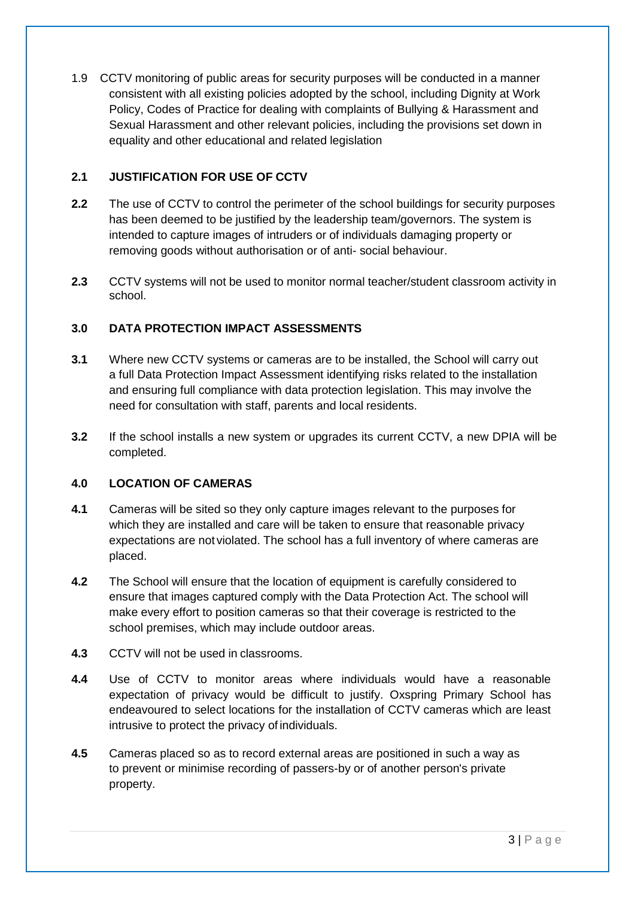1.9 CCTV monitoring of public areas for security purposes will be conducted in a manner consistent with all existing policies adopted by the school, including Dignity at Work Policy, Codes of Practice for dealing with complaints of Bullying & Harassment and Sexual Harassment and other relevant policies, including the provisions set down in equality and other educational and related legislation

## 2.1 JUSTIFICATION FOR USE OF CCTV

**2.2** The use of CCTV to control the perimeter of the school buildings for security purposes has been deemed to be justified by the leadership team/governors. The system is intended to capture images of intruders or of individuals damaging property or removing goods without authorisation or of anti- social behaviour.

**2.3** CCTV systems will not be used to monitor normal teacher/student classroom activity in school.

## 3.0 DATA PROTECTION IMPACT ASSESSMENTS

**3.1** Where new CCTV systems or cameras are to be installed, the School will carry out a full Data Protection Impact Assessment identifying risks related to the installation and ensuring full compliance with data protection legislation. This may involve the need for consultation with staff, parents and local residents.

**3.2** If the school installs a new system or upgrades its current CCTV, a new DPIA will be completed.

## 4.0 LOCATION OF CAMERAS

**4.1** Cameras will be sited so they only capture images relevant to the purposes for which they are installed and care will be taken to ensure that reasonable privacy expectations are not violated. The school has a full inventory of where cameras are placed.

**4.2** The School will ensure that the location of equipment is carefully considered to ensure that images captured comply with the Data Protection Act. The school will make every effort to position cameras so that their coverage is restricted to the school premises, which may include outdoor areas.

**4.3** CCTV will not be used in classrooms.

**4.4** Use of CCTV to monitor areas where individuals would have a reasonable expectation of privacy would be difficult to justify. Oxspring Primary School has endeavoured to select locations for the installation of CCTV cameras which are least intrusive to protect the privacy of individuals.

**4.5** Cameras placed so as to record external areas are positioned in such a way as to prevent or minimise recording of passers-by or of another person's private property.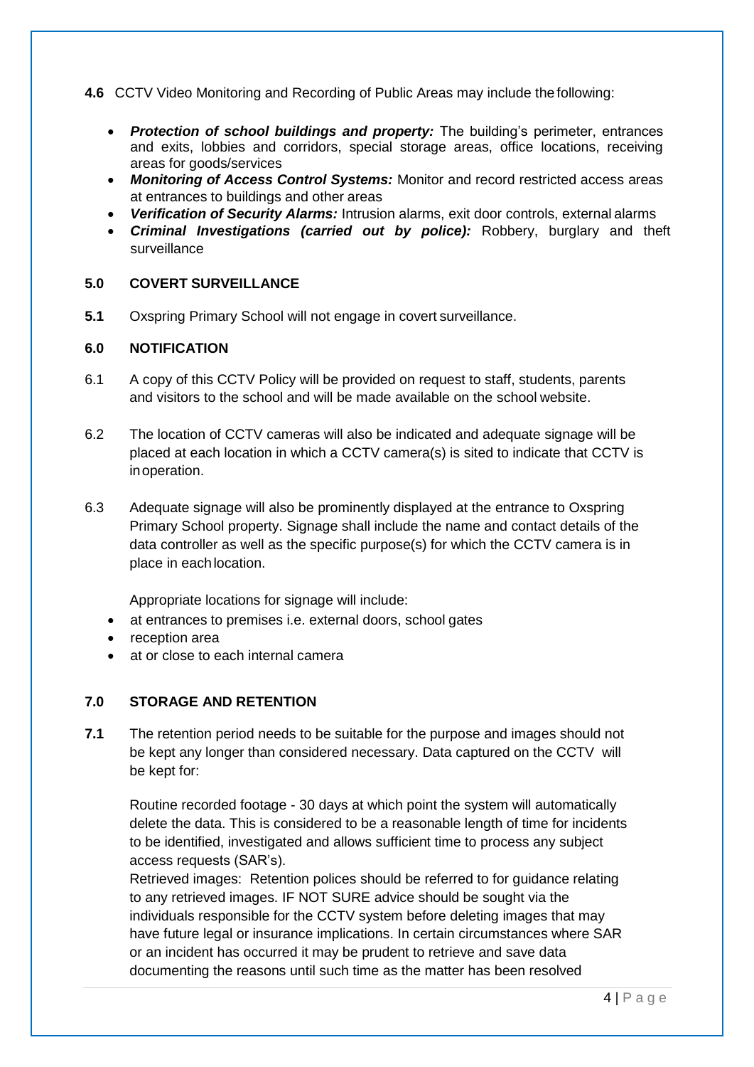**4.6** CCTV Video Monitoring and Recording of Public Areas may include the following:

- ***Protection of school buildings and property:*** The building's perimeter, entrances and exits, lobbies and corridors, special storage areas, office locations, receiving areas for goods/services
- ***Monitoring of Access Control Systems:*** Monitor and record restricted access areas at entrances to buildings and other areas
- ***Verification of Security Alarms:*** Intrusion alarms, exit door controls, external alarms
- ***Criminal Investigations (carried out by police):*** Robbery, burglary and theft surveillance

## 5.0 COVERT SURVEILLANCE

**5.1** Oxspring Primary School will not engage in covert surveillance.

## 6.0 NOTIFICATION

6.1 A copy of this CCTV Policy will be provided on request to staff, students, parents and visitors to the school and will be made available on the school website.

6.2 The location of CCTV cameras will also be indicated and adequate signage will be placed at each location in which a CCTV camera(s) is sited to indicate that CCTV is in operation.

6.3 Adequate signage will also be prominently displayed at the entrance to Oxspring Primary School property. Signage shall include the name and contact details of the data controller as well as the specific purpose(s) for which the CCTV camera is in place in each location.

Appropriate locations for signage will include:

- at entrances to premises i.e. external doors, school gates
- reception area
- at or close to each internal camera

## 7.0 STORAGE AND RETENTION

**7.1** The retention period needs to be suitable for the purpose and images should not be kept any longer than considered necessary. Data captured on the CCTV will be kept for:

Routine recorded footage - 30 days at which point the system will automatically delete the data. This is considered to be a reasonable length of time for incidents to be identified, investigated and allows sufficient time to process any subject access requests (SAR's).
Retrieved images: Retention polices should be referred to for guidance relating to any retrieved images. IF NOT SURE advice should be sought via the individuals responsible for the CCTV system before deleting images that may have future legal or insurance implications. In certain circumstances where SAR or an incident has occurred it may be prudent to retrieve and save data documenting the reasons until such time as the matter has been resolved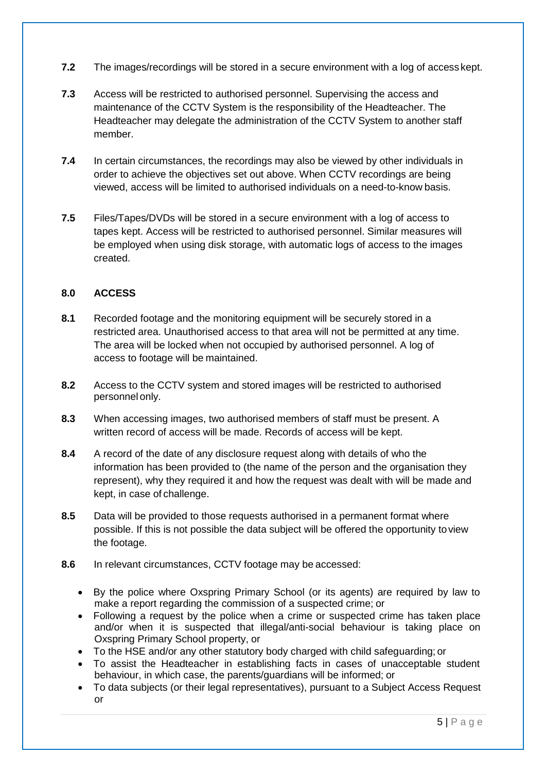**7.2** The images/recordings will be stored in a secure environment with a log of access kept.

**7.3** Access will be restricted to authorised personnel. Supervising the access and maintenance of the CCTV System is the responsibility of the Headteacher. The Headteacher may delegate the administration of the CCTV System to another staff member.

**7.4** In certain circumstances, the recordings may also be viewed by other individuals in order to achieve the objectives set out above. When CCTV recordings are being viewed, access will be limited to authorised individuals on a need-to-know basis.

**7.5** Files/Tapes/DVDs will be stored in a secure environment with a log of access to tapes kept. Access will be restricted to authorised personnel. Similar measures will be employed when using disk storage, with automatic logs of access to the images created.

## 8.0 ACCESS

**8.1** Recorded footage and the monitoring equipment will be securely stored in a restricted area. Unauthorised access to that area will not be permitted at any time. The area will be locked when not occupied by authorised personnel. A log of access to footage will be maintained.

**8.2** Access to the CCTV system and stored images will be restricted to authorised personnel only.

**8.3** When accessing images, two authorised members of staff must be present. A written record of access will be made. Records of access will be kept.

**8.4** A record of the date of any disclosure request along with details of who the information has been provided to (the name of the person and the organisation they represent), why they required it and how the request was dealt with will be made and kept, in case of challenge.

**8.5** Data will be provided to those requests authorised in a permanent format where possible. If this is not possible the data subject will be offered the opportunity to view the footage.

**8.6** In relevant circumstances, CCTV footage may be accessed:

- By the police where Oxspring Primary School (or its agents) are required by law to make a report regarding the commission of a suspected crime; or
- Following a request by the police when a crime or suspected crime has taken place and/or when it is suspected that illegal/anti-social behaviour is taking place on Oxspring Primary School property, or
- To the HSE and/or any other statutory body charged with child safeguarding; or
- To assist the Headteacher in establishing facts in cases of unacceptable student behaviour, in which case, the parents/guardians will be informed; or
- To data subjects (or their legal representatives), pursuant to a Subject Access Request or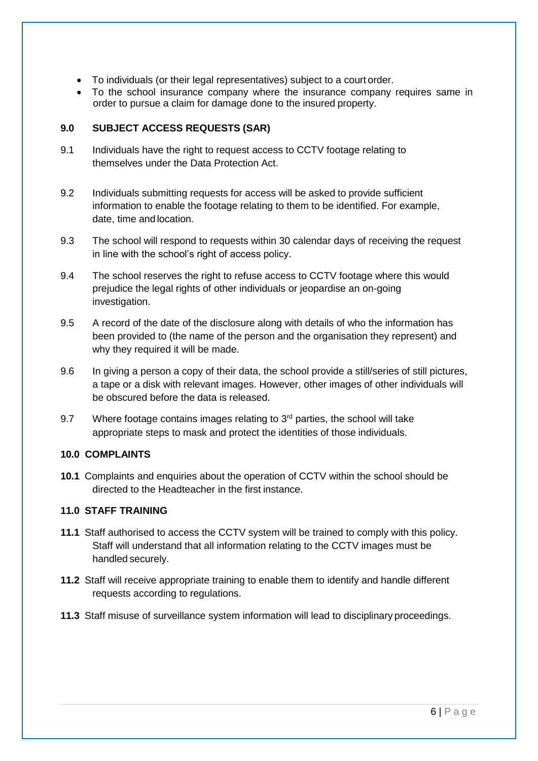- To individuals (or their legal representatives) subject to a court order.
- To the school insurance company where the insurance company requires same in order to pursue a claim for damage done to the insured property.

## 9.0 SUBJECT ACCESS REQUESTS (SAR)

9.1 Individuals have the right to request access to CCTV footage relating to themselves under the Data Protection Act.

9.2 Individuals submitting requests for access will be asked to provide sufficient information to enable the footage relating to them to be identified. For example, date, time and location.

9.3 The school will respond to requests within 30 calendar days of receiving the request in line with the school's right of access policy.

9.4 The school reserves the right to refuse access to CCTV footage where this would prejudice the legal rights of other individuals or jeopardise an on-going investigation.

9.5 A record of the date of the disclosure along with details of who the information has been provided to (the name of the person and the organisation they represent) and why they required it will be made.

9.6 In giving a person a copy of their data, the school provide a still/series of still pictures, a tape or a disk with relevant images. However, other images of other individuals will be obscured before the data is released.

9.7 Where footage contains images relating to 3rd parties, the school will take appropriate steps to mask and protect the identities of those individuals.

## 10.0 COMPLAINTS

**10.1** Complaints and enquiries about the operation of CCTV within the school should be directed to the Headteacher in the first instance.

## 11.0 STAFF TRAINING

**11.1** Staff authorised to access the CCTV system will be trained to comply with this policy. Staff will understand that all information relating to the CCTV images must be handled securely.

**11.2** Staff will receive appropriate training to enable them to identify and handle different requests according to regulations.

**11.3** Staff misuse of surveillance system information will lead to disciplinary proceedings.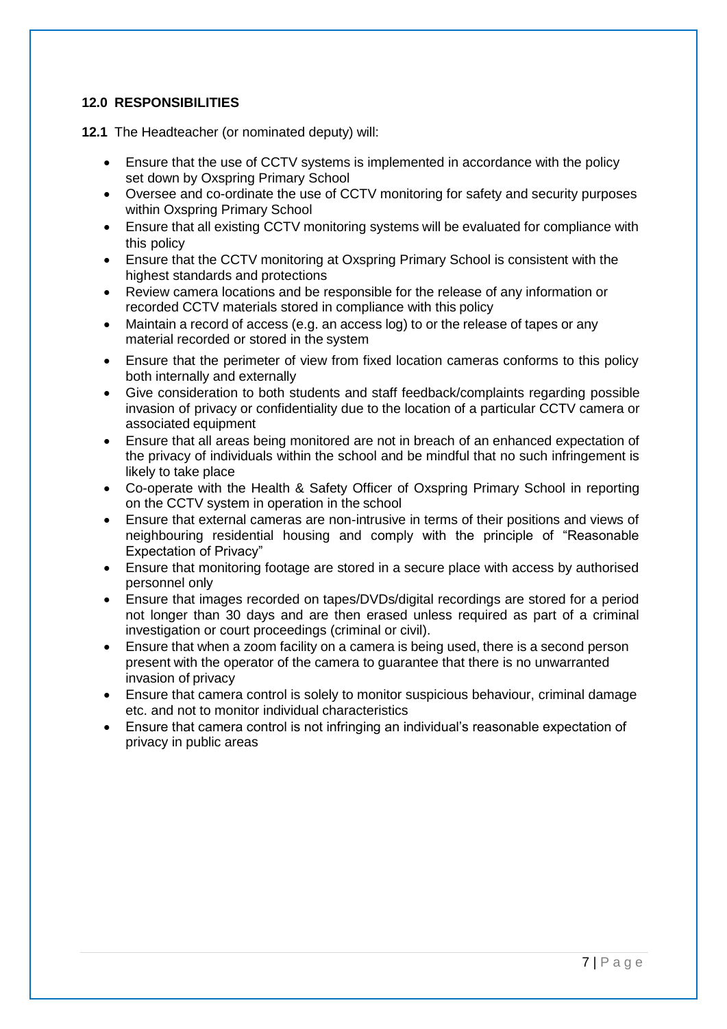## 12.0 RESPONSIBILITIES

**12.1** The Headteacher (or nominated deputy) will:

- Ensure that the use of CCTV systems is implemented in accordance with the policy set down by Oxspring Primary School
- Oversee and co-ordinate the use of CCTV monitoring for safety and security purposes within Oxspring Primary School
- Ensure that all existing CCTV monitoring systems will be evaluated for compliance with this policy
- Ensure that the CCTV monitoring at Oxspring Primary School is consistent with the highest standards and protections
- Review camera locations and be responsible for the release of any information or recorded CCTV materials stored in compliance with this policy
- Maintain a record of access (e.g. an access log) to or the release of tapes or any material recorded or stored in the system
- Ensure that the perimeter of view from fixed location cameras conforms to this policy both internally and externally
- Give consideration to both students and staff feedback/complaints regarding possible invasion of privacy or confidentiality due to the location of a particular CCTV camera or associated equipment
- Ensure that all areas being monitored are not in breach of an enhanced expectation of the privacy of individuals within the school and be mindful that no such infringement is likely to take place
- Co-operate with the Health & Safety Officer of Oxspring Primary School in reporting on the CCTV system in operation in the school
- Ensure that external cameras are non-intrusive in terms of their positions and views of neighbouring residential housing and comply with the principle of "Reasonable Expectation of Privacy"
- Ensure that monitoring footage are stored in a secure place with access by authorised personnel only
- Ensure that images recorded on tapes/DVDs/digital recordings are stored for a period not longer than 30 days and are then erased unless required as part of a criminal investigation or court proceedings (criminal or civil).
- Ensure that when a zoom facility on a camera is being used, there is a second person present with the operator of the camera to guarantee that there is no unwarranted invasion of privacy
- Ensure that camera control is solely to monitor suspicious behaviour, criminal damage etc. and not to monitor individual characteristics
- Ensure that camera control is not infringing an individual's reasonable expectation of privacy in public areas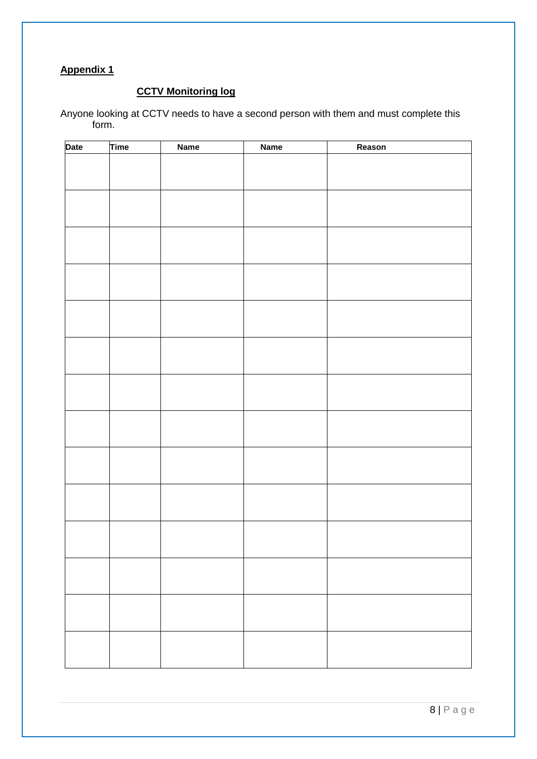**Appendix 1**

**CCTV Monitoring log**

Anyone looking at CCTV needs to have a second person with them and must complete this form.

| Date | Time | Name | Name | Reason |
|---|---|---|---|---|
| | | | | |
| | | | | |
| | | | | |
| | | | | |
| | | | | |
| | | | | |
| | | | | |
| | | | | |
| | | | | |
| | | | | |
| | | | | |
| | | | | |
| | | | | |
| | | | | |